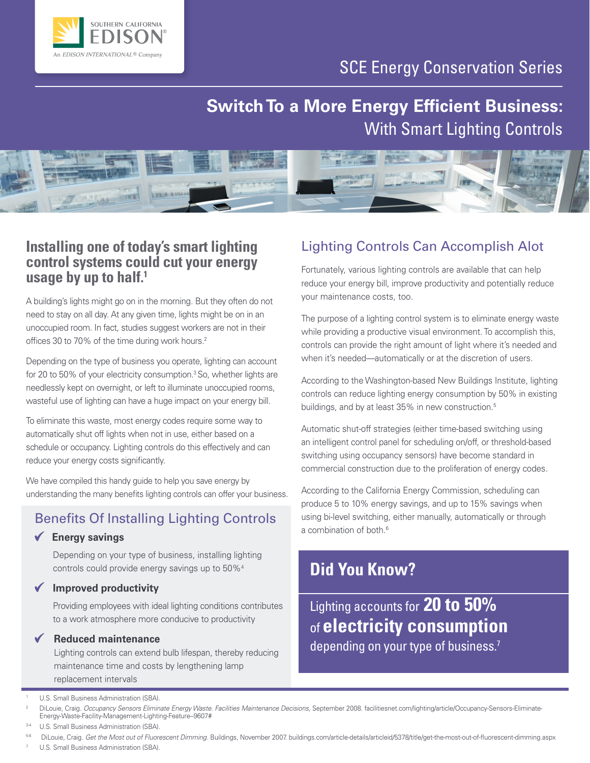SCE Energy Conservation Series

# Switch To a More Energy Efficient Business: With Smart Lighting Controls

## Installing one of today's smart lighting control systems could cut your energy usage by up to half.[1]

A building's lights might go on in the morning. But they often do not need to stay on all day. At any given time, lights might be on in an unoccupied room. In fact, studies suggest workers are not in their offices 30 to 70% of the time during work hours.[2]

Depending on the type of business you operate, lighting can account for 20 to 50% of your electricity consumption.[3] So, whether lights are needlessly kept on overnight, or left to illuminate unoccupied rooms, wasteful use of lighting can have a huge impact on your energy bill.

To eliminate this waste, most energy codes require some way to automatically shut off lights when not in use, either based on a schedule or occupancy. Lighting controls do this effectively and can reduce your energy costs significantly.

We have compiled this handy guide to help you save energy by understanding the many benefits lighting controls can offer your business.

## Benefits Of Installing Lighting Controls

- ✔ **Energy savings**

  Depending on your type of business, installing lighting controls could provide energy savings up to 50%[4]

- ✔ **Improved productivity**

  Providing employees with ideal lighting conditions contributes to a work atmosphere more conducive to productivity

- ✔ **Reduced maintenance**

  Lighting controls can extend bulb lifespan, thereby reducing maintenance time and costs by lengthening lamp replacement intervals

## Lighting Controls Can Accomplish Alot

Fortunately, various lighting controls are available that can help reduce your energy bill, improve productivity and potentially reduce your maintenance costs, too.

The purpose of a lighting control system is to eliminate energy waste while providing a productive visual environment. To accomplish this, controls can provide the right amount of light where it's needed and when it's needed—automatically or at the discretion of users.

According to the Washington-based New Buildings Institute, lighting controls can reduce lighting energy consumption by 50% in existing buildings, and by at least 35% in new construction.[5]

Automatic shut-off strategies (either time-based switching using an intelligent control panel for scheduling on/off, or threshold-based switching using occupancy sensors) have become standard in commercial construction due to the proliferation of energy codes.

According to the California Energy Commission, scheduling can produce 5 to 10% energy savings, and up to 15% savings when using bi-level switching, either manually, automatically or through a combination of both.[6]

## Did You Know?

Lighting accounts for **20 to 50%** of **electricity consumption** depending on your type of business.[7]

---

[1] U.S. Small Business Administration (SBA).

[2] DiLouie, Craig. *Occupancy Sensors Eliminate Energy Waste. Facilities Maintenance Decisions*, September 2008. facilitiesnet.com/lighting/article/Occupancy-Sensors-Eliminate-Energy-Waste-Facility-Management-Lighting-Feature--9607#

[3-4] U.S. Small Business Administration (SBA).

[5-6] DiLouie, Craig. *Get the Most out of Fluorescent Dimming*. Buildings, November 2007. buildings.com/article-details/articleid/5378/title/get-the-most-out-of-fluorescent-dimming.aspx

[7] U.S. Small Business Administration (SBA).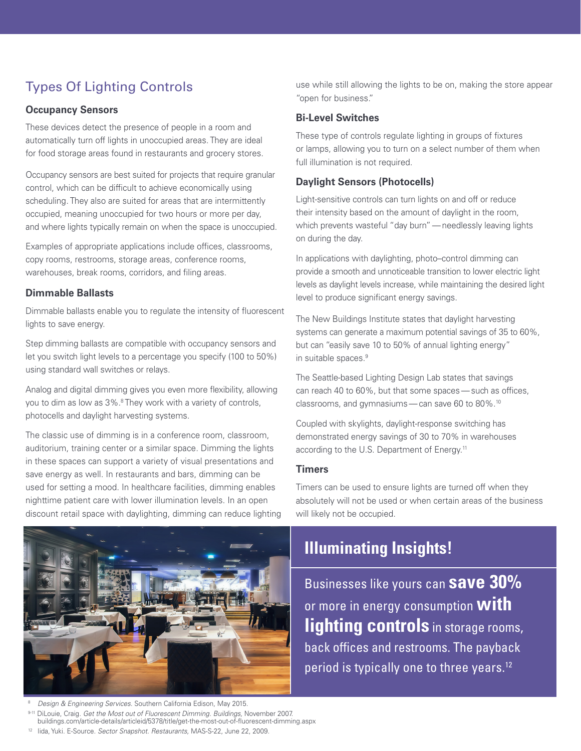## Types Of Lighting Controls

### Occupancy Sensors

These devices detect the presence of people in a room and automatically turn off lights in unoccupied areas. They are ideal for food storage areas found in restaurants and grocery stores.

Occupancy sensors are best suited for projects that require granular control, which can be difficult to achieve economically using scheduling. They also are suited for areas that are intermittently occupied, meaning unoccupied for two hours or more per day, and where lights typically remain on when the space is unoccupied.

Examples of appropriate applications include offices, classrooms, copy rooms, restrooms, storage areas, conference rooms, warehouses, break rooms, corridors, and filing areas.

### Dimmable Ballasts

Dimmable ballasts enable you to regulate the intensity of fluorescent lights to save energy.

Step dimming ballasts are compatible with occupancy sensors and let you switch light levels to a percentage you specify (100 to 50%) using standard wall switches or relays.

Analog and digital dimming gives you even more flexibility, allowing you to dim as low as 3%.[8] They work with a variety of controls, photocells and daylight harvesting systems.

The classic use of dimming is in a conference room, classroom, auditorium, training center or a similar space. Dimming the lights in these spaces can support a variety of visual presentations and save energy as well. In restaurants and bars, dimming can be used for setting a mood. In healthcare facilities, dimming enables nighttime patient care with lower illumination levels. In an open discount retail space with daylighting, dimming can reduce lighting use while still allowing the lights to be on, making the store appear "open for business."

### Bi-Level Switches

These type of controls regulate lighting in groups of fixtures or lamps, allowing you to turn on a select number of them when full illumination is not required.

### Daylight Sensors (Photocells)

Light-sensitive controls can turn lights on and off or reduce their intensity based on the amount of daylight in the room, which prevents wasteful "day burn" — needlessly leaving lights on during the day.

In applications with daylighting, photo–control dimming can provide a smooth and unnoticeable transition to lower electric light levels as daylight levels increase, while maintaining the desired light level to produce significant energy savings.

The New Buildings Institute states that daylight harvesting systems can generate a maximum potential savings of 35 to 60%, but can "easily save 10 to 50% of annual lighting energy" in suitable spaces.[9]

The Seattle-based Lighting Design Lab states that savings can reach 40 to 60%, but that some spaces — such as offices, classrooms, and gymnasiums — can save 60 to 80%.[10]

Coupled with skylights, daylight-response switching has demonstrated energy savings of 30 to 70% in warehouses according to the U.S. Department of Energy.[11]

### Timers

Timers can be used to ensure lights are turned off when they absolutely will not be used or when certain areas of the business will likely not be occupied.

### Illuminating Insights!

Businesses like yours can **save 30%** or more in energy consumption **with lighting controls** in storage rooms, back offices and restrooms. The payback period is typically one to three years.[12]

---

[8] *Design & Engineering Services.* Southern California Edison, May 2015.

[9-11] DiLouie, Craig. *Get the Most out of Fluorescent Dimming. Buildings,* November 2007. buildings.com/article-details/articleid/5378/title/get-the-most-out-of-fluorescent-dimming.aspx

[12] Iida, Yuki. E-Source. *Sector Snapshot. Restaurants,* MAS-S-22, June 22, 2009.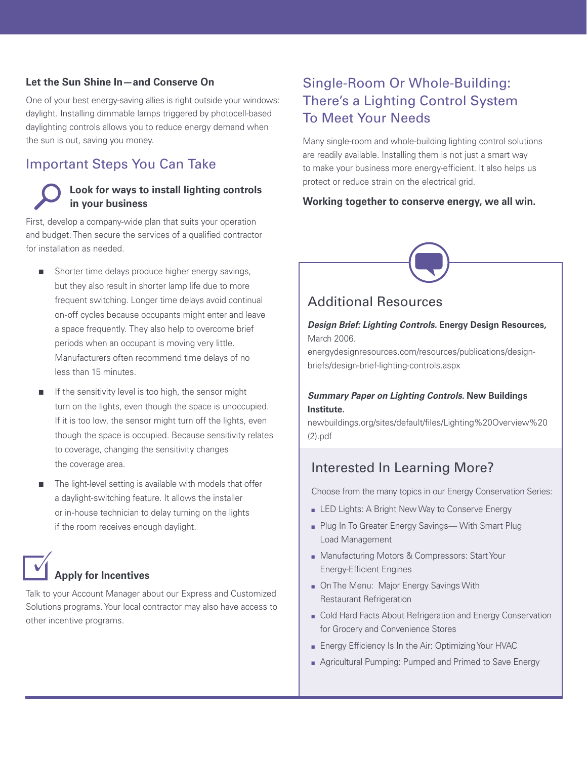### Let the Sun Shine In—and Conserve On

One of your best energy-saving allies is right outside your windows: daylight. Installing dimmable lamps triggered by photocell-based daylighting controls allows you to reduce energy demand when the sun is out, saving you money.

## Important Steps You Can Take

### Look for ways to install lighting controls in your business

First, develop a company-wide plan that suits your operation and budget. Then secure the services of a qualified contractor for installation as needed.

- Shorter time delays produce higher energy savings, but they also result in shorter lamp life due to more frequent switching. Longer time delays avoid continual on-off cycles because occupants might enter and leave a space frequently. They also help to overcome brief periods when an occupant is moving very little. Manufacturers often recommend time delays of no less than 15 minutes.
- If the sensitivity level is too high, the sensor might turn on the lights, even though the space is unoccupied. If it is too low, the sensor might turn off the lights, even though the space is occupied. Because sensitivity relates to coverage, changing the sensitivity changes the coverage area.
- The light-level setting is available with models that offer a daylight-switching feature. It allows the installer or in-house technician to delay turning on the lights if the room receives enough daylight.

### Apply for Incentives

Talk to your Account Manager about our Express and Customized Solutions programs. Your local contractor may also have access to other incentive programs.

## Single-Room Or Whole-Building: There's a Lighting Control System To Meet Your Needs

Many single-room and whole-building lighting control solutions are readily available. Installing them is not just a smart way to make your business more energy-efficient. It also helps us protect or reduce strain on the electrical grid.

**Working together to conserve energy, we all win.**

## Additional Resources

***Design Brief: Lighting Controls.*** **Energy Design Resources,** March 2006.
energydesignresources.com/resources/publications/design-briefs/design-brief-lighting-controls.aspx

***Summary Paper on Lighting Controls.*** **New Buildings Institute.**
newbuildings.org/sites/default/files/Lighting%20Overview%20(2).pdf

## Interested In Learning More?

Choose from the many topics in our Energy Conservation Series:

- LED Lights: A Bright New Way to Conserve Energy
- Plug In To Greater Energy Savings— With Smart Plug Load Management
- Manufacturing Motors & Compressors: Start Your Energy-Efficient Engines
- On The Menu: Major Energy Savings With Restaurant Refrigeration
- Cold Hard Facts About Refrigeration and Energy Conservation for Grocery and Convenience Stores
- Energy Efficiency Is In the Air: Optimizing Your HVAC
- Agricultural Pumping: Pumped and Primed to Save Energy